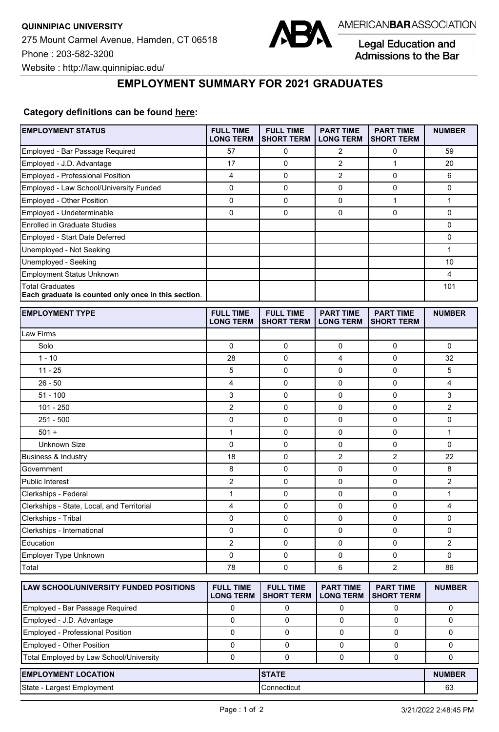**QUINNIPIAC UNIVERSITY**

275 Mount Carmel Avenue, Hamden, CT 06518

Phone : 203-582-3200

Website : http://law.quinnipiac.edu/

AMERICAN**BAR**ASSOCIATION

Legal Education and Admissions to the Bar

## EMPLOYMENT SUMMARY FOR 2021 GRADUATES

**Category definitions can be found here:**

| EMPLOYMENT STATUS | FULL TIME LONG TERM | FULL TIME SHORT TERM | PART TIME LONG TERM | PART TIME SHORT TERM | NUMBER |
|---|---|---|---|---|---|
| Employed - Bar Passage Required | 57 | 0 | 2 | 0 | 59 |
| Employed - J.D. Advantage | 17 | 0 | 2 | 1 | 20 |
| Employed - Professional Position | 4 | 0 | 2 | 0 | 6 |
| Employed - Law School/University Funded | 0 | 0 | 0 | 0 | 0 |
| Employed - Other Position | 0 | 0 | 0 | 1 | 1 |
| Employed - Undeterminable | 0 | 0 | 0 | 0 | 0 |
| Enrolled in Graduate Studies | | | | | 0 |
| Employed - Start Date Deferred | | | | | 0 |
| Unemployed - Not Seeking | | | | | 1 |
| Unemployed - Seeking | | | | | 10 |
| Employment Status Unknown | | | | | 4 |
| Total Graduates **Each graduate is counted only once in this section**. | | | | | 101 |

| EMPLOYMENT TYPE | FULL TIME LONG TERM | FULL TIME SHORT TERM | PART TIME LONG TERM | PART TIME SHORT TERM | NUMBER |
|---|---|---|---|---|---|
| Law Firms | | | | | |
| Solo | 0 | 0 | 0 | 0 | 0 |
| 1 - 10 | 28 | 0 | 4 | 0 | 32 |
| 11 - 25 | 5 | 0 | 0 | 0 | 5 |
| 26 - 50 | 4 | 0 | 0 | 0 | 4 |
| 51 - 100 | 3 | 0 | 0 | 0 | 3 |
| 101 - 250 | 2 | 0 | 0 | 0 | 2 |
| 251 - 500 | 0 | 0 | 0 | 0 | 0 |
| 501 + | 1 | 0 | 0 | 0 | 1 |
| Unknown Size | 0 | 0 | 0 | 0 | 0 |
| Business & Industry | 18 | 0 | 2 | 2 | 22 |
| Government | 8 | 0 | 0 | 0 | 8 |
| Public Interest | 2 | 0 | 0 | 0 | 2 |
| Clerkships - Federal | 1 | 0 | 0 | 0 | 1 |
| Clerkships - State, Local, and Territorial | 4 | 0 | 0 | 0 | 4 |
| Clerkships - Tribal | 0 | 0 | 0 | 0 | 0 |
| Clerkships - International | 0 | 0 | 0 | 0 | 0 |
| Education | 2 | 0 | 0 | 0 | 2 |
| Employer Type Unknown | 0 | 0 | 0 | 0 | 0 |
| Total | 78 | 0 | 6 | 2 | 86 |

| LAW SCHOOL/UNIVERSITY FUNDED POSITIONS | FULL TIME LONG TERM | FULL TIME SHORT TERM | PART TIME LONG TERM | PART TIME SHORT TERM | NUMBER |
|---|---|---|---|---|---|
| Employed - Bar Passage Required | 0 | 0 | 0 | 0 | 0 |
| Employed - J.D. Advantage | 0 | 0 | 0 | 0 | 0 |
| Employed - Professional Position | 0 | 0 | 0 | 0 | 0 |
| Employed - Other Position | 0 | 0 | 0 | 0 | 0 |
| Total Employed by Law School/University | 0 | 0 | 0 | 0 | 0 |

| EMPLOYMENT LOCATION | STATE | NUMBER |
|---|---|---|
| State - Largest Employment | Connecticut | 63 |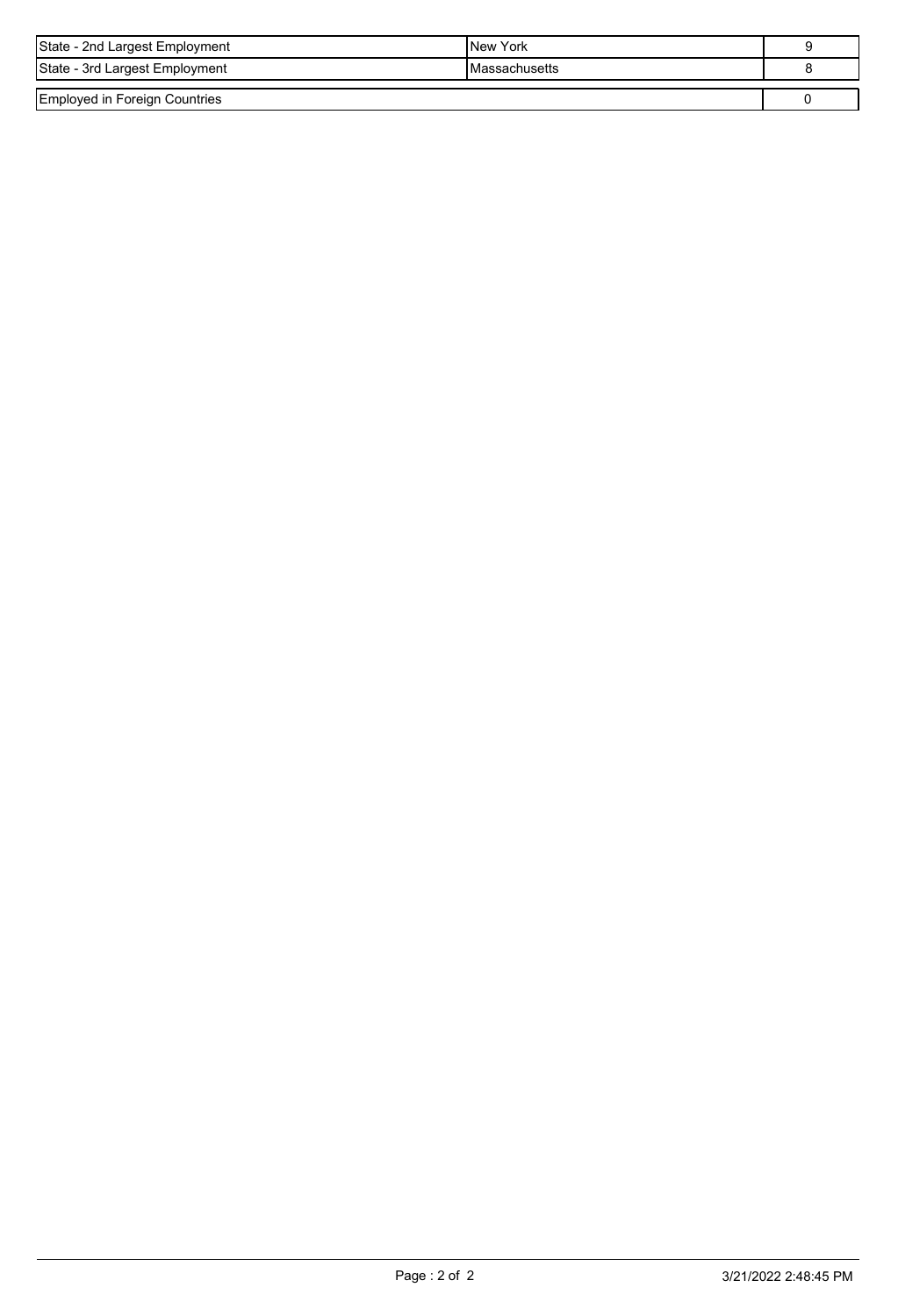| | | |
|---|---|---|
| State - 2nd Largest Employment | New York | 9 |
| State - 3rd Largest Employment | Massachusetts | 8 |
| Employed in Foreign Countries | | 0 |